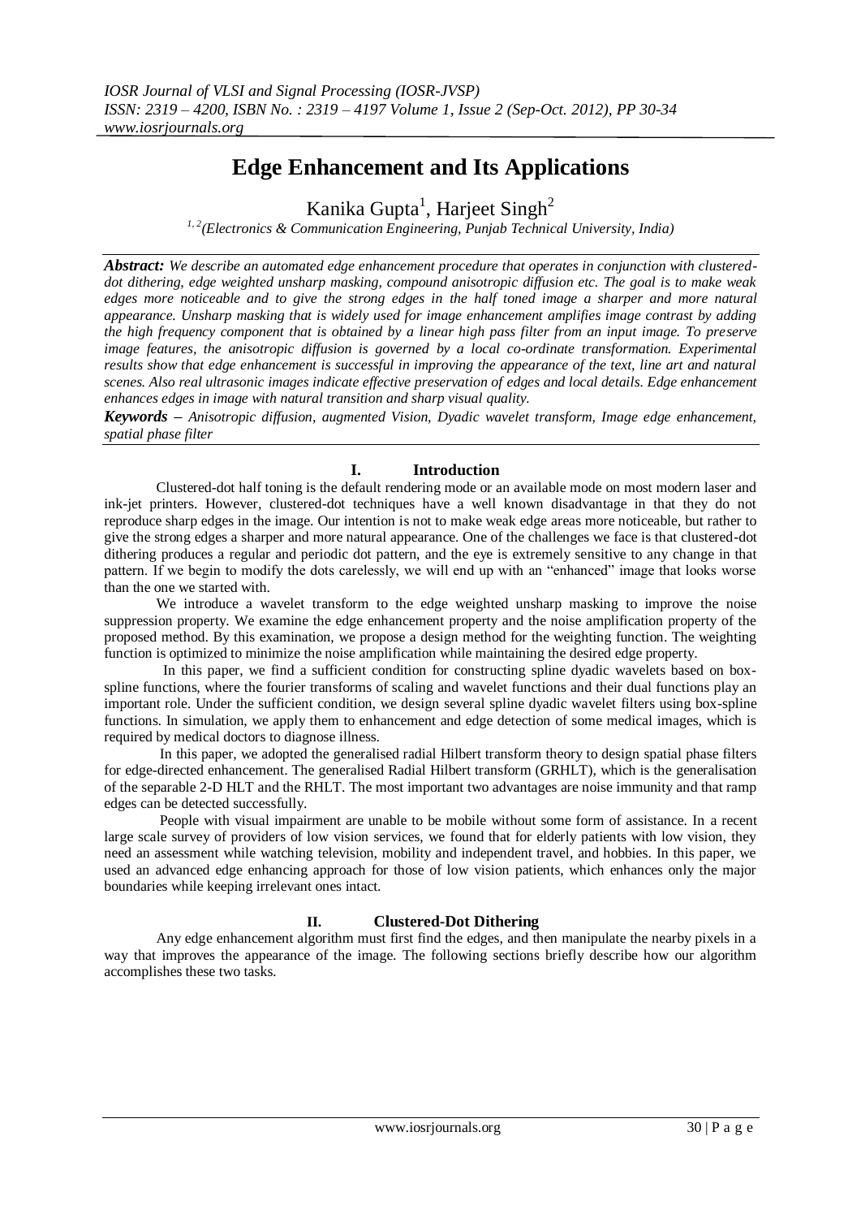# Edge Enhancement and Its Applications

Kanika Gupta[1], Harjeet Singh[2]

[1,2](Electronics & Communication Engineering, Punjab Technical University, India)

***Abstract:*** *We describe an automated edge enhancement procedure that operates in conjunction with clustered-dot dithering, edge weighted unsharp masking, compound anisotropic diffusion etc. The goal is to make weak edges more noticeable and to give the strong edges in the half toned image a sharper and more natural appearance. Unsharp masking that is widely used for image enhancement amplifies image contrast by adding the high frequency component that is obtained by a linear high pass filter from an input image. To preserve image features, the anisotropic diffusion is governed by a local co-ordinate transformation. Experimental results show that edge enhancement is successful in improving the appearance of the text, line art and natural scenes. Also real ultrasonic images indicate effective preservation of edges and local details. Edge enhancement enhances edges in image with natural transition and sharp visual quality.*

***Keywords –*** *Anisotropic diffusion, augmented Vision, Dyadic wavelet transform, Image edge enhancement, spatial phase filter*

## I. Introduction

Clustered-dot half toning is the default rendering mode or an available mode on most modern laser and ink-jet printers. However, clustered-dot techniques have a well known disadvantage in that they do not reproduce sharp edges in the image. Our intention is not to make weak edge areas more noticeable, but rather to give the strong edges a sharper and more natural appearance. One of the challenges we face is that clustered-dot dithering produces a regular and periodic dot pattern, and the eye is extremely sensitive to any change in that pattern. If we begin to modify the dots carelessly, we will end up with an "enhanced" image that looks worse than the one we started with.

We introduce a wavelet transform to the edge weighted unsharp masking to improve the noise suppression property. We examine the edge enhancement property and the noise amplification property of the proposed method. By this examination, we propose a design method for the weighting function. The weighting function is optimized to minimize the noise amplification while maintaining the desired edge property.

In this paper, we find a sufficient condition for constructing spline dyadic wavelets based on box-spline functions, where the fourier transforms of scaling and wavelet functions and their dual functions play an important role. Under the sufficient condition, we design several spline dyadic wavelet filters using box-spline functions. In simulation, we apply them to enhancement and edge detection of some medical images, which is required by medical doctors to diagnose illness.

In this paper, we adopted the generalised radial Hilbert transform theory to design spatial phase filters for edge-directed enhancement. The generalised Radial Hilbert transform (GRHLT), which is the generalisation of the separable 2-D HLT and the RHLT. The most important two advantages are noise immunity and that ramp edges can be detected successfully.

People with visual impairment are unable to be mobile without some form of assistance. In a recent large scale survey of providers of low vision services, we found that for elderly patients with low vision, they need an assessment while watching television, mobility and independent travel, and hobbies. In this paper, we used an advanced edge enhancing approach for those of low vision patients, which enhances only the major boundaries while keeping irrelevant ones intact.

## II. Clustered-Dot Dithering

Any edge enhancement algorithm must first find the edges, and then manipulate the nearby pixels in a way that improves the appearance of the image. The following sections briefly describe how our algorithm accomplishes these two tasks.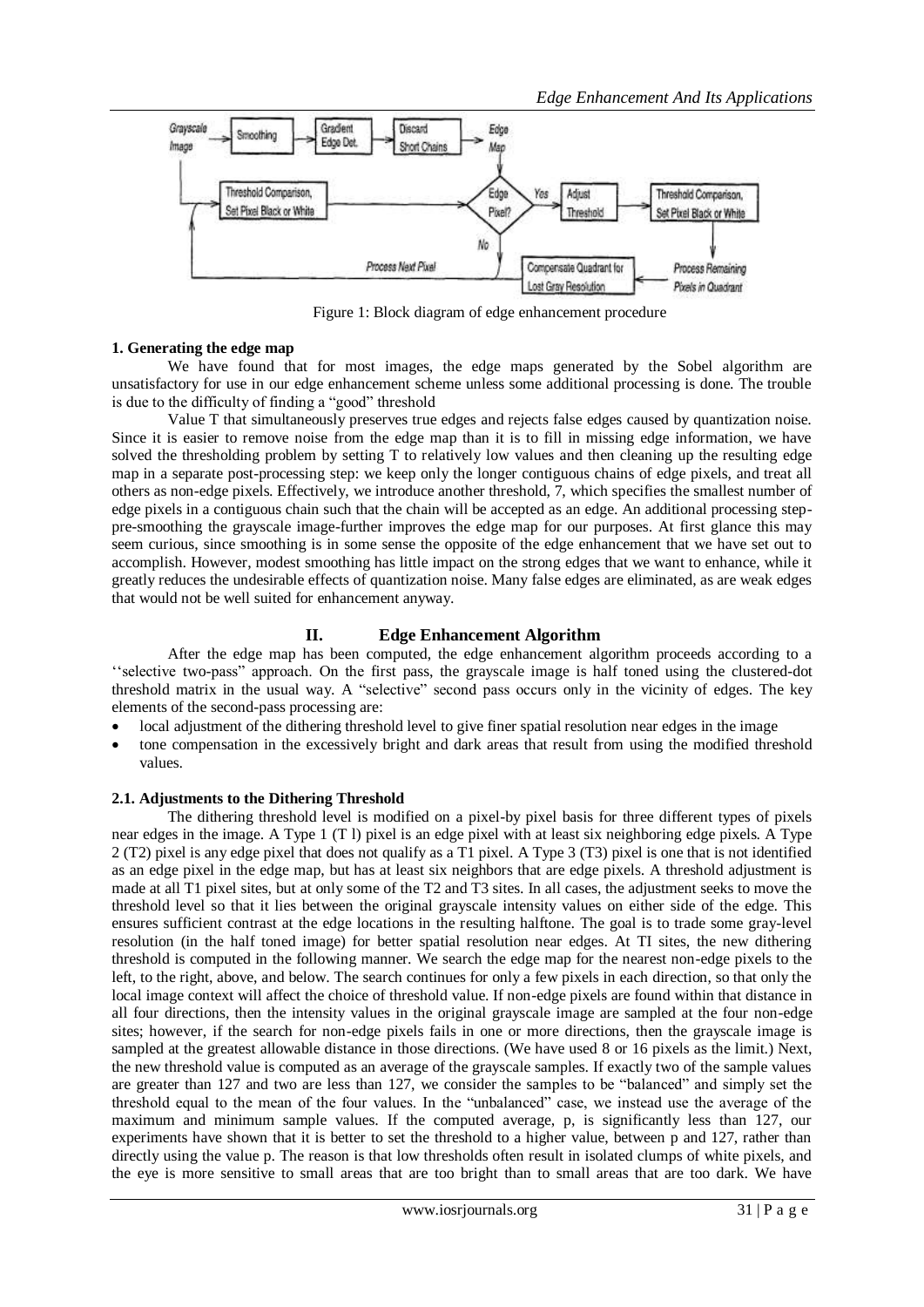Figure 1: Block diagram of edge enhancement procedure

**1. Generating the edge map**

We have found that for most images, the edge maps generated by the Sobel algorithm are unsatisfactory for use in our edge enhancement scheme unless some additional processing is done. The trouble is due to the difficulty of finding a "good" threshold

Value T that simultaneously preserves true edges and rejects false edges caused by quantization noise. Since it is easier to remove noise from the edge map than it is to fill in missing edge information, we have solved the thresholding problem by setting T to relatively low values and then cleaning up the resulting edge map in a separate post-processing step: we keep only the longer contiguous chains of edge pixels, and treat all others as non-edge pixels. Effectively, we introduce another threshold, 7, which specifies the smallest number of edge pixels in a contiguous chain such that the chain will be accepted as an edge. An additional processing step-pre-smoothing the grayscale image-further improves the edge map for our purposes. At first glance this may seem curious, since smoothing is in some sense the opposite of the edge enhancement that we have set out to accomplish. However, modest smoothing has little impact on the strong edges that we want to enhance, while it greatly reduces the undesirable effects of quantization noise. Many false edges are eliminated, as are weak edges that would not be well suited for enhancement anyway.

## II. Edge Enhancement Algorithm

After the edge map has been computed, the edge enhancement algorithm proceeds according to a ''selective two-pass" approach. On the first pass, the grayscale image is half toned using the clustered-dot threshold matrix in the usual way. A "selective" second pass occurs only in the vicinity of edges. The key elements of the second-pass processing are:

- local adjustment of the dithering threshold level to give finer spatial resolution near edges in the image
- tone compensation in the excessively bright and dark areas that result from using the modified threshold values.

**2.1. Adjustments to the Dithering Threshold**

The dithering threshold level is modified on a pixel-by pixel basis for three different types of pixels near edges in the image. A Type 1 (T l) pixel is an edge pixel with at least six neighboring edge pixels. A Type 2 (T2) pixel is any edge pixel that does not qualify as a T1 pixel. A Type 3 (T3) pixel is one that is not identified as an edge pixel in the edge map, but has at least six neighbors that are edge pixels. A threshold adjustment is made at all T1 pixel sites, but at only some of the T2 and T3 sites. In all cases, the adjustment seeks to move the threshold level so that it lies between the original grayscale intensity values on either side of the edge. This ensures sufficient contrast at the edge locations in the resulting halftone. The goal is to trade some gray-level resolution (in the half toned image) for better spatial resolution near edges. At TI sites, the new dithering threshold is computed in the following manner. We search the edge map for the nearest non-edge pixels to the left, to the right, above, and below. The search continues for only a few pixels in each direction, so that only the local image context will affect the choice of threshold value. If non-edge pixels are found within that distance in all four directions, then the intensity values in the original grayscale image are sampled at the four non-edge sites; however, if the search for non-edge pixels fails in one or more directions, then the grayscale image is sampled at the greatest allowable distance in those directions. (We have used 8 or 16 pixels as the limit.) Next, the new threshold value is computed as an average of the grayscale samples. If exactly two of the sample values are greater than 127 and two are less than 127, we consider the samples to be "balanced" and simply set the threshold equal to the mean of the four values. In the "unbalanced" case, we instead use the average of the maximum and minimum sample values. If the computed average, p, is significantly less than 127, our experiments have shown that it is better to set the threshold to a higher value, between p and 127, rather than directly using the value p. The reason is that low thresholds often result in isolated clumps of white pixels, and the eye is more sensitive to small areas that are too bright than to small areas that are too dark. We have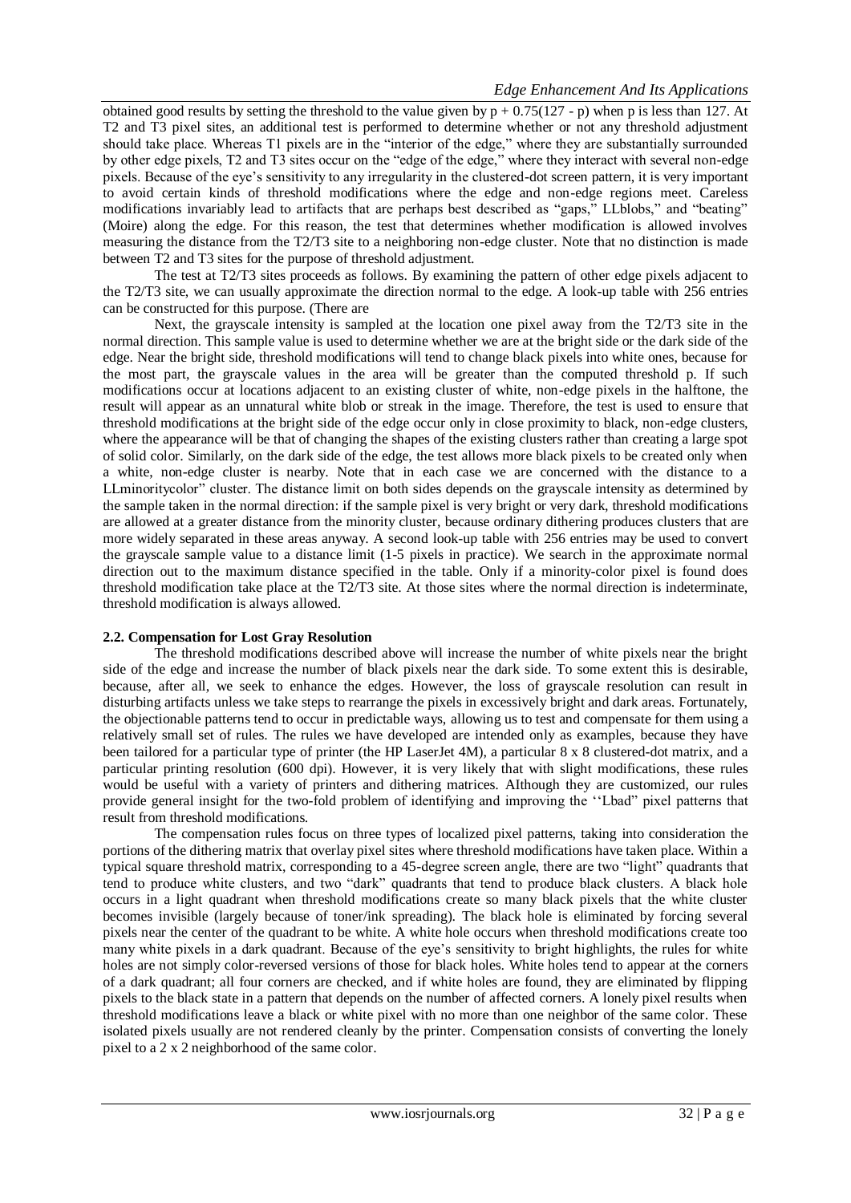obtained good results by setting the threshold to the value given by $p + 0.75(127 - p)$ when p is less than 127. At T2 and T3 pixel sites, an additional test is performed to determine whether or not any threshold adjustment should take place. Whereas T1 pixels are in the "interior of the edge," where they are substantially surrounded by other edge pixels, T2 and T3 sites occur on the "edge of the edge," where they interact with several non-edge pixels. Because of the eye's sensitivity to any irregularity in the clustered-dot screen pattern, it is very important to avoid certain kinds of threshold modifications where the edge and non-edge regions meet. Careless modifications invariably lead to artifacts that are perhaps best described as "gaps," LLblobs," and "beating" (Moire) along the edge. For this reason, the test that determines whether modification is allowed involves measuring the distance from the T2/T3 site to a neighboring non-edge cluster. Note that no distinction is made between T2 and T3 sites for the purpose of threshold adjustment.

The test at T2/T3 sites proceeds as follows. By examining the pattern of other edge pixels adjacent to the T2/T3 site, we can usually approximate the direction normal to the edge. A look-up table with 256 entries can be constructed for this purpose. (There are

Next, the grayscale intensity is sampled at the location one pixel away from the T2/T3 site in the normal direction. This sample value is used to determine whether we are at the bright side or the dark side of the edge. Near the bright side, threshold modifications will tend to change black pixels into white ones, because for the most part, the grayscale values in the area will be greater than the computed threshold p. If such modifications occur at locations adjacent to an existing cluster of white, non-edge pixels in the halftone, the result will appear as an unnatural white blob or streak in the image. Therefore, the test is used to ensure that threshold modifications at the bright side of the edge occur only in close proximity to black, non-edge clusters, where the appearance will be that of changing the shapes of the existing clusters rather than creating a large spot of solid color. Similarly, on the dark side of the edge, the test allows more black pixels to be created only when a white, non-edge cluster is nearby. Note that in each case we are concerned with the distance to a LLminoritycolor" cluster. The distance limit on both sides depends on the grayscale intensity as determined by the sample taken in the normal direction: if the sample pixel is very bright or very dark, threshold modifications are allowed at a greater distance from the minority cluster, because ordinary dithering produces clusters that are more widely separated in these areas anyway. A second look-up table with 256 entries may be used to convert the grayscale sample value to a distance limit (1-5 pixels in practice). We search in the approximate normal direction out to the maximum distance specified in the table. Only if a minority-color pixel is found does threshold modification take place at the T2/T3 site. At those sites where the normal direction is indeterminate, threshold modification is always allowed.

### 2.2. Compensation for Lost Gray Resolution

The threshold modifications described above will increase the number of white pixels near the bright side of the edge and increase the number of black pixels near the dark side. To some extent this is desirable, because, after all, we seek to enhance the edges. However, the loss of grayscale resolution can result in disturbing artifacts unless we take steps to rearrange the pixels in excessively bright and dark areas. Fortunately, the objectionable patterns tend to occur in predictable ways, allowing us to test and compensate for them using a relatively small set of rules. The rules we have developed are intended only as examples, because they have been tailored for a particular type of printer (the HP LaserJet 4M), a particular 8 x 8 clustered-dot matrix, and a particular printing resolution (600 dpi). However, it is very likely that with slight modifications, these rules would be useful with a variety of printers and dithering matrices. AIthough they are customized, our rules provide general insight for the two-fold problem of identifying and improving the ''Lbad" pixel patterns that result from threshold modifications.

The compensation rules focus on three types of localized pixel patterns, taking into consideration the portions of the dithering matrix that overlay pixel sites where threshold modifications have taken place. Within a typical square threshold matrix, corresponding to a 45-degree screen angle, there are two "light" quadrants that tend to produce white clusters, and two "dark" quadrants that tend to produce black clusters. A black hole occurs in a light quadrant when threshold modifications create so many black pixels that the white cluster becomes invisible (largely because of toner/ink spreading). The black hole is eliminated by forcing several pixels near the center of the quadrant to be white. A white hole occurs when threshold modifications create too many white pixels in a dark quadrant. Because of the eye's sensitivity to bright highlights, the rules for white holes are not simply color-reversed versions of those for black holes. White holes tend to appear at the corners of a dark quadrant; all four corners are checked, and if white holes are found, they are eliminated by flipping pixels to the black state in a pattern that depends on the number of affected corners. A lonely pixel results when threshold modifications leave a black or white pixel with no more than one neighbor of the same color. These isolated pixels usually are not rendered cleanly by the printer. Compensation consists of converting the lonely pixel to a 2 x 2 neighborhood of the same color.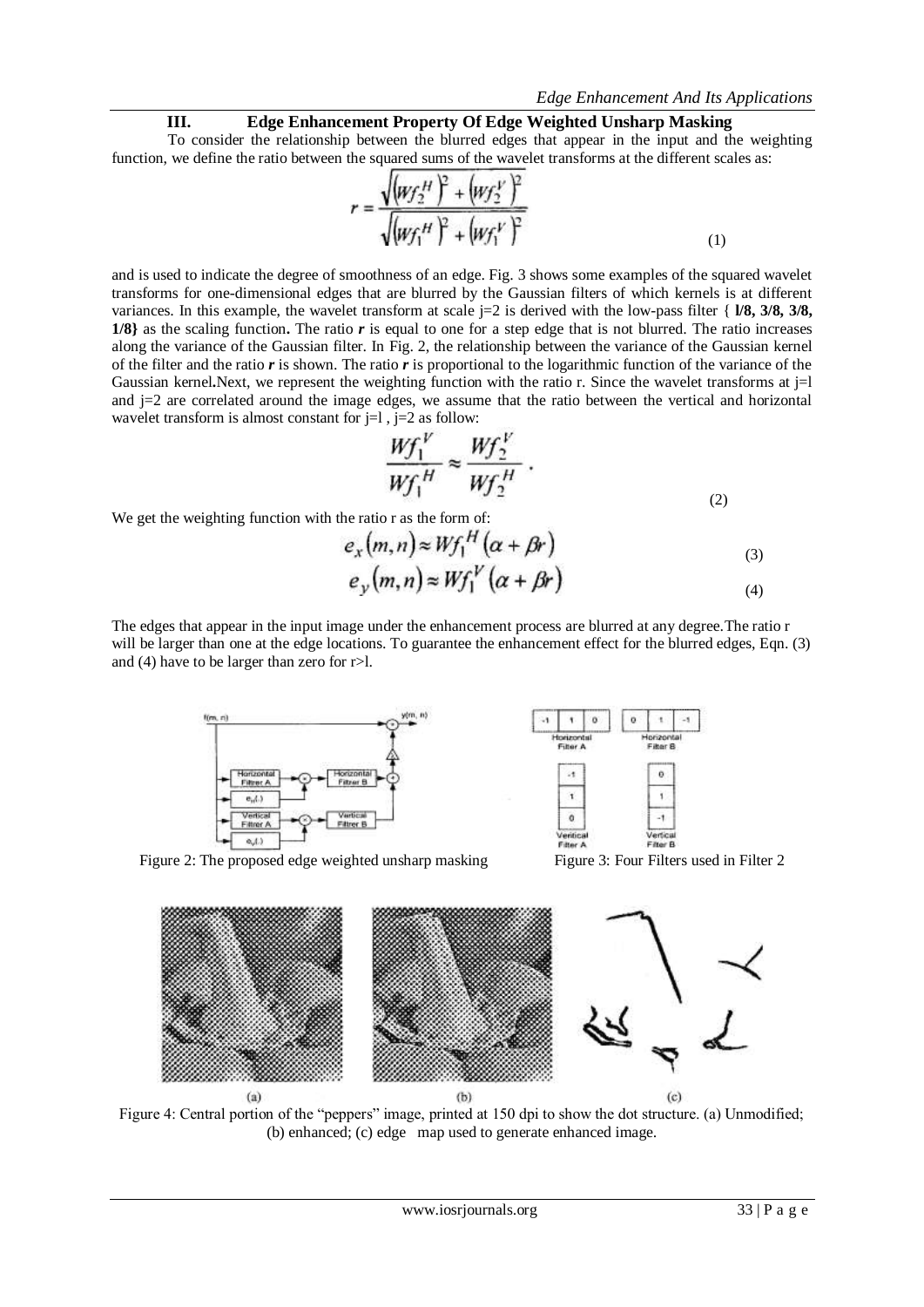## III. Edge Enhancement Property Of Edge Weighted Unsharp Masking

To consider the relationship between the blurred edges that appear in the input and the weighting function, we define the ratio between the squared sums of the wavelet transforms at the different scales as:

$$r = \frac{\sqrt{\left(Wf_2^H\right)^2 + \left(Wf_2^V\right)^2}}{\sqrt{\left(Wf_1^H\right)^2 + \left(Wf_1^V\right)^2}} \tag{1}$$

and is used to indicate the degree of smoothness of an edge. Fig. 3 shows some examples of the squared wavelet transforms for one-dimensional edges that are blurred by the Gaussian filters of which kernels is at different variances. In this example, the wavelet transform at scale j=2 is derived with the low-pass filter { **l/8, 3/8, 3/8, 1/8}** as the scaling function**.** The ratio ***r*** is equal to one for a step edge that is not blurred. The ratio increases along the variance of the Gaussian filter. In Fig. 2, the relationship between the variance of the Gaussian kernel of the filter and the ratio ***r*** is shown. The ratio ***r*** is proportional to the logarithmic function of the variance of the Gaussian kernel**.**Next, we represent the weighting function with the ratio r. Since the wavelet transforms at j=l and j=2 are correlated around the image edges, we assume that the ratio between the vertical and horizontal wavelet transform is almost constant for j=l , j=2 as follow:

$$\frac{Wf_1^V}{Wf_1^H} \approx \frac{Wf_2^V}{Wf_2^H} \,. \tag{2}$$

We get the weighting function with the ratio r as the form of:

$$e_x(m,n) \approx Wf_1^H(\alpha + \beta r) \tag{3}$$

$$e_y(m,n) \approx Wf_1^V(\alpha + \beta r) \tag{4}$$

The edges that appear in the input image under the enhancement process are blurred at any degree.The ratio r will be larger than one at the edge locations. To guarantee the enhancement effect for the blurred edges, Eqn. (3) and (4) have to be larger than zero for r>l.

Figure 2: The proposed edge weighted unsharp masking

Figure 3: Four Filters used in Filter 2

Figure 4: Central portion of the "peppers" image, printed at 150 dpi to show the dot structure. (a) Unmodified; (b) enhanced; (c) edge map used to generate enhanced image.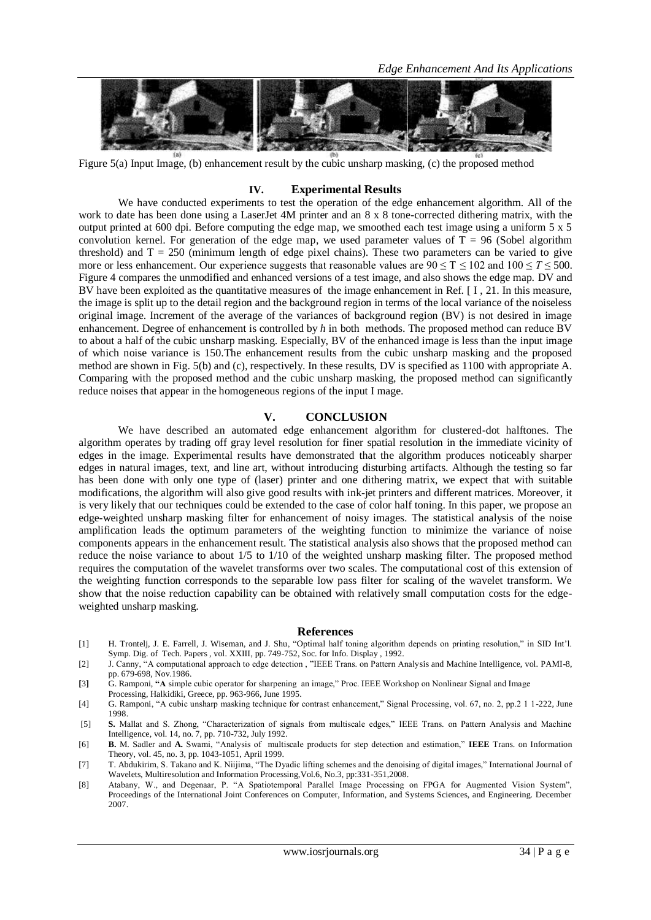Figure 5(a) Input Image, (b) enhancement result by the cubic unsharp masking, (c) the proposed method

## IV. Experimental Results

We have conducted experiments to test the operation of the edge enhancement algorithm. All of the work to date has been done using a LaserJet 4M printer and an 8 x 8 tone-corrected dithering matrix, with the output printed at 600 dpi. Before computing the edge map, we smoothed each test image using a uniform 5 x 5 convolution kernel. For generation of the edge map, we used parameter values of T = 96 (Sobel algorithm threshold) and T = 250 (minimum length of edge pixel chains). These two parameters can be varied to give more or less enhancement. Our experience suggests that reasonable values are $90 \leq T \leq 102$ and $100 \leq T \leq 500$. Figure 4 compares the unmodified and enhanced versions of a test image, and also shows the edge map. DV and BV have been exploited as the quantitative measures of the image enhancement in Ref. [ I , 21. In this measure, the image is split up to the detail region and the background region in terms of the local variance of the noiseless original image. Increment of the average of the variances of background region (BV) is not desired in image enhancement. Degree of enhancement is controlled by *h* in both methods. The proposed method can reduce BV to about a half of the cubic unsharp masking. Especially, BV of the enhanced image is less than the input image of which noise variance is 150.The enhancement results from the cubic unsharp masking and the proposed method are shown in Fig. 5(b) and (c), respectively. In these results, DV is specified as 1100 with appropriate A. Comparing with the proposed method and the cubic unsharp masking, the proposed method can significantly reduce noises that appear in the homogeneous regions of the input I mage.

## V. CONCLUSION

We have described an automated edge enhancement algorithm for clustered-dot halftones. The algorithm operates by trading off gray level resolution for finer spatial resolution in the immediate vicinity of edges in the image. Experimental results have demonstrated that the algorithm produces noticeably sharper edges in natural images, text, and line art, without introducing disturbing artifacts. Although the testing so far has been done with only one type of (laser) printer and one dithering matrix, we expect that with suitable modifications, the algorithm will also give good results with ink-jet printers and different matrices. Moreover, it is very likely that our techniques could be extended to the case of color half toning. In this paper, we propose an edge-weighted unsharp masking filter for enhancement of noisy images. The statistical analysis of the noise amplification leads the optimum parameters of the weighting function to minimize the variance of noise components appears in the enhancement result. The statistical analysis also shows that the proposed method can reduce the noise variance to about 1/5 to 1/10 of the weighted unsharp masking filter. The proposed method requires the computation of the wavelet transforms over two scales. The computational cost of this extension of the weighting function corresponds to the separable low pass filter for scaling of the wavelet transform. We show that the noise reduction capability can be obtained with relatively small computation costs for the edge-weighted unsharp masking.

## References

[1] H. Trontelj, J. E. Farrell, J. Wiseman, and J. Shu, "Optimal half toning algorithm depends on printing resolution," in SID Int'l. Symp. Dig. of Tech. Papers , vol. XXIII, pp. 749-752, Soc. for Info. Display , 1992.

[2] J. Canny, "A computational approach to edge detection , "IEEE Trans. on Pattern Analysis and Machine Intelligence, vol. PAMI-8, pp. 679-698, Nov.1986.

**[3]** G. Ramponi, **"A** simple cubic operator for sharpening an image," Proc. IEEE Workshop on Nonlinear Signal and Image Processing, Halkidiki, Greece, pp. 963-966, June 1995.

[4] G. Ramponi, "A cubic unsharp masking technique for contrast enhancement," Signal Processing, vol. 67, no. 2, pp.2 1 1-222, June 1998.

[5] **S.** Mallat and S. Zhong, "Characterization of signals from multiscale edges," IEEE Trans. on Pattern Analysis and Machine Intelligence, vol. 14, no. 7, pp. 710-732, July 1992.

[6] **B.** M. Sadler and **A.** Swami, "Analysis of multiscale products for step detection and estimation," **IEEE** Trans. on Information Theory, vol. 45, no. 3, pp. 1043-1051, April 1999.

[7] T. Abdukirim, S. Takano and K. Niijima, "The Dyadic lifting schemes and the denoising of digital images," International Journal of Wavelets, Multiresolution and Information Processing,Vol.6, No.3, pp:331-351,2008.

[8] Atabany, W., and Degenaar, P. "A Spatiotemporal Parallel Image Processing on FPGA for Augmented Vision System", Proceedings of the International Joint Conferences on Computer, Information, and Systems Sciences, and Engineering. December 2007.